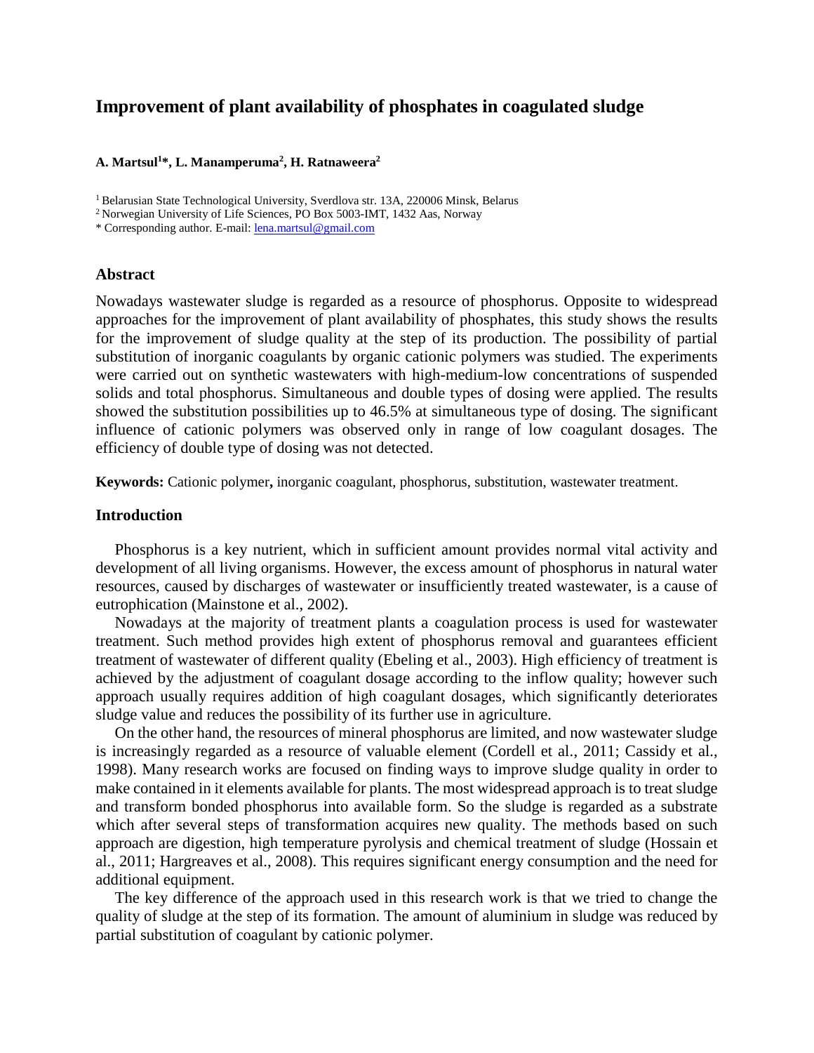# Improvement of plant availability of phosphates in coagulated sludge

**A. Martsul[1]*, L. Manamperuma[2], H. Ratnaweera[2]**

[1] Belarusian State Technological University, Sverdlova str. 13A, 220006 Minsk, Belarus
[2] Norwegian University of Life Sciences, PO Box 5003-IMT, 1432 Aas, Norway
* Corresponding author. E-mail: lena.martsul@gmail.com

## Abstract

Nowadays wastewater sludge is regarded as a resource of phosphorus. Opposite to widespread approaches for the improvement of plant availability of phosphates, this study shows the results for the improvement of sludge quality at the step of its production. The possibility of partial substitution of inorganic coagulants by organic cationic polymers was studied. The experiments were carried out on synthetic wastewaters with high-medium-low concentrations of suspended solids and total phosphorus. Simultaneous and double types of dosing were applied. The results showed the substitution possibilities up to 46.5% at simultaneous type of dosing. The significant influence of cationic polymers was observed only in range of low coagulant dosages. The efficiency of double type of dosing was not detected.

**Keywords:** Cationic polymer**,** inorganic coagulant, phosphorus, substitution, wastewater treatment.

## Introduction

Phosphorus is a key nutrient, which in sufficient amount provides normal vital activity and development of all living organisms. However, the excess amount of phosphorus in natural water resources, caused by discharges of wastewater or insufficiently treated wastewater, is a cause of eutrophication (Mainstone et al., 2002).

Nowadays at the majority of treatment plants a coagulation process is used for wastewater treatment. Such method provides high extent of phosphorus removal and guarantees efficient treatment of wastewater of different quality (Ebeling et al., 2003). High efficiency of treatment is achieved by the adjustment of coagulant dosage according to the inflow quality; however such approach usually requires addition of high coagulant dosages, which significantly deteriorates sludge value and reduces the possibility of its further use in agriculture.

On the other hand, the resources of mineral phosphorus are limited, and now wastewater sludge is increasingly regarded as a resource of valuable element (Cordell et al., 2011; Cassidy et al., 1998). Many research works are focused on finding ways to improve sludge quality in order to make contained in it elements available for plants. The most widespread approach is to treat sludge and transform bonded phosphorus into available form. So the sludge is regarded as a substrate which after several steps of transformation acquires new quality. The methods based on such approach are digestion, high temperature pyrolysis and chemical treatment of sludge (Hossain et al., 2011; Hargreaves et al., 2008). This requires significant energy consumption and the need for additional equipment.

The key difference of the approach used in this research work is that we tried to change the quality of sludge at the step of its formation. The amount of aluminium in sludge was reduced by partial substitution of coagulant by cationic polymer.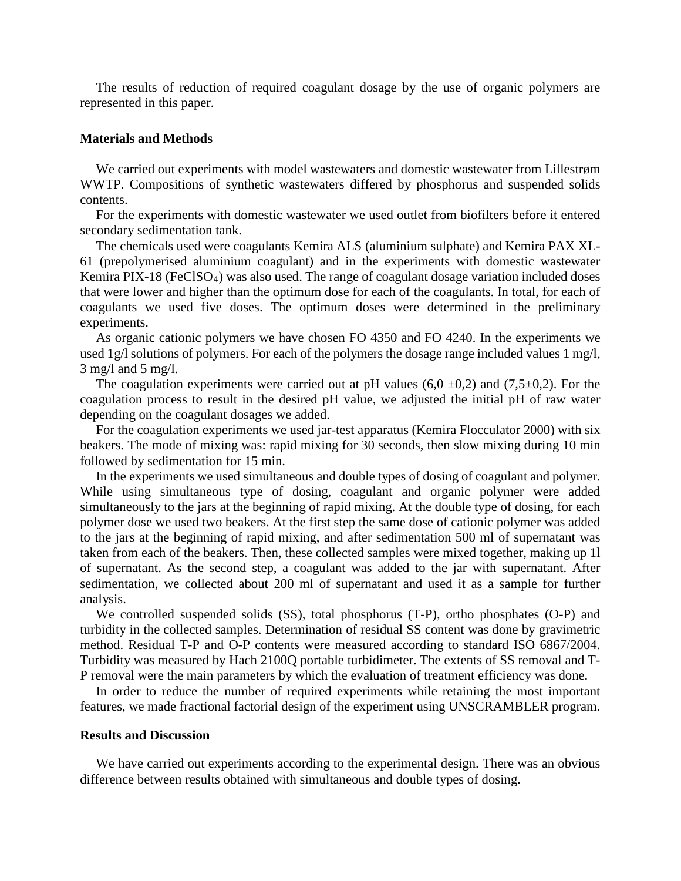The results of reduction of required coagulant dosage by the use of organic polymers are represented in this paper.

## Materials and Methods

We carried out experiments with model wastewaters and domestic wastewater from Lillestrøm WWTP. Compositions of synthetic wastewaters differed by phosphorus and suspended solids contents.

For the experiments with domestic wastewater we used outlet from biofilters before it entered secondary sedimentation tank.

The chemicals used were coagulants Kemira ALS (aluminium sulphate) and Kemira PAX XL-61 (prepolymerised aluminium coagulant) and in the experiments with domestic wastewater Kemira PIX-18 ($FeClSO_4$) was also used. The range of coagulant dosage variation included doses that were lower and higher than the optimum dose for each of the coagulants. In total, for each of coagulants we used five doses. The optimum doses were determined in the preliminary experiments.

As organic cationic polymers we have chosen FO 4350 and FO 4240. In the experiments we used 1g/l solutions of polymers. For each of the polymers the dosage range included values 1 mg/l, 3 mg/l and 5 mg/l.

The coagulation experiments were carried out at pH values ($6{,}0 \pm 0{,}2$) and ($7{,}5 \pm 0{,}2$). For the coagulation process to result in the desired pH value, we adjusted the initial pH of raw water depending on the coagulant dosages we added.

For the coagulation experiments we used jar-test apparatus (Kemira Flocculator 2000) with six beakers. The mode of mixing was: rapid mixing for 30 seconds, then slow mixing during 10 min followed by sedimentation for 15 min.

In the experiments we used simultaneous and double types of dosing of coagulant and polymer. While using simultaneous type of dosing, coagulant and organic polymer were added simultaneously to the jars at the beginning of rapid mixing. At the double type of dosing, for each polymer dose we used two beakers. At the first step the same dose of cationic polymer was added to the jars at the beginning of rapid mixing, and after sedimentation 500 ml of supernatant was taken from each of the beakers. Then, these collected samples were mixed together, making up 1l of supernatant. As the second step, a coagulant was added to the jar with supernatant. After sedimentation, we collected about 200 ml of supernatant and used it as a sample for further analysis.

We controlled suspended solids (SS), total phosphorus (T-P), ortho phosphates (O-P) and turbidity in the collected samples. Determination of residual SS content was done by gravimetric method. Residual T-P and O-P contents were measured according to standard ISO 6867/2004. Turbidity was measured by Hach 2100Q portable turbidimeter. The extents of SS removal and T-P removal were the main parameters by which the evaluation of treatment efficiency was done.

In order to reduce the number of required experiments while retaining the most important features, we made fractional factorial design of the experiment using UNSCRAMBLER program.

## Results and Discussion

We have carried out experiments according to the experimental design. There was an obvious difference between results obtained with simultaneous and double types of dosing.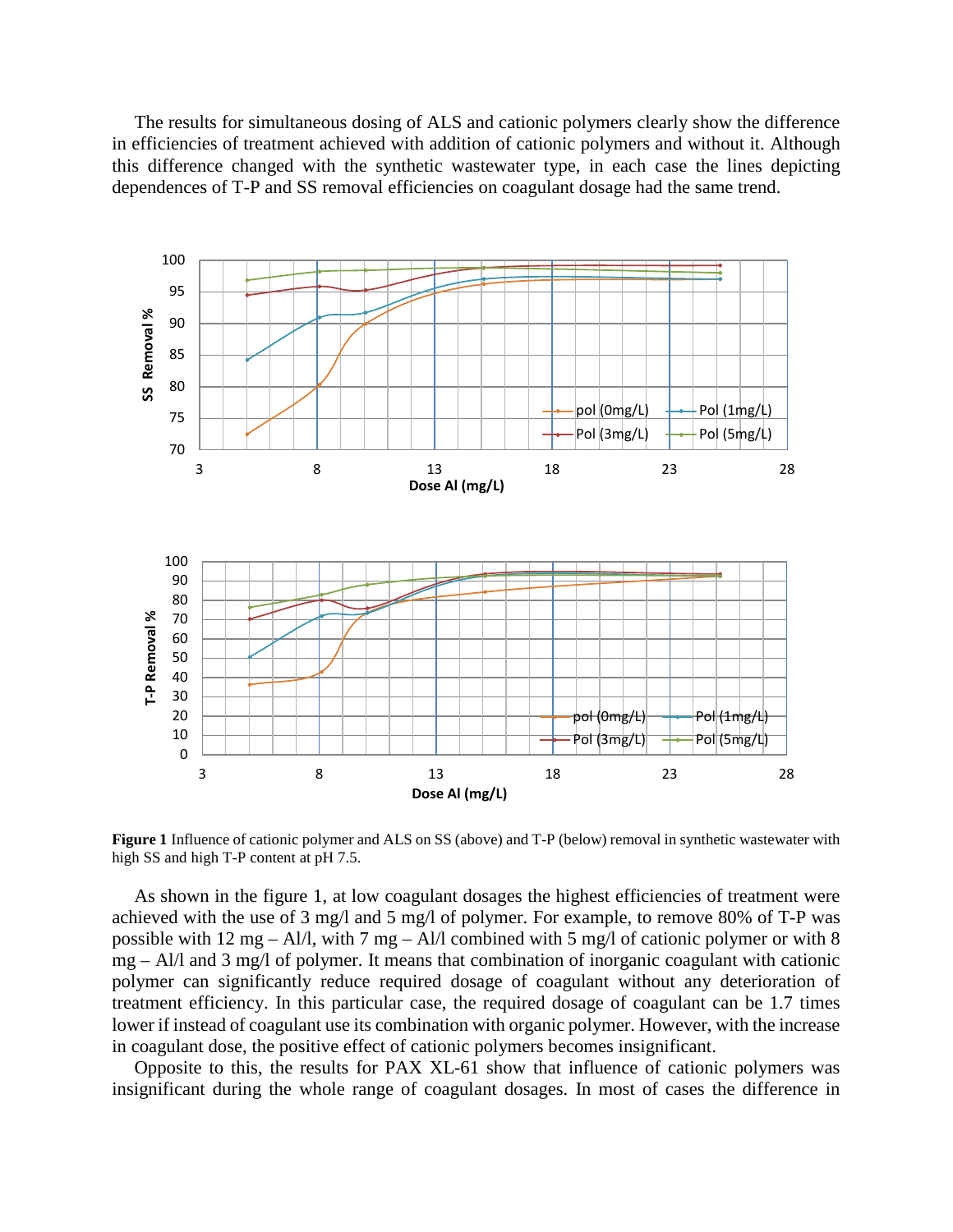The results for simultaneous dosing of ALS and cationic polymers clearly show the difference in efficiencies of treatment achieved with addition of cationic polymers and without it. Although this difference changed with the synthetic wastewater type, in each case the lines depicting dependences of T-P and SS removal efficiencies on coagulant dosage had the same trend.

**Figure 1** Influence of cationic polymer and ALS on SS (above) and T-P (below) removal in synthetic wastewater with high SS and high T-P content at pH 7.5.

As shown in the figure 1, at low coagulant dosages the highest efficiencies of treatment were achieved with the use of 3 mg/l and 5 mg/l of polymer. For example, to remove 80% of T-P was possible with 12 mg – Al/l, with 7 mg – Al/l combined with 5 mg/l of cationic polymer or with 8 mg – Al/l and 3 mg/l of polymer. It means that combination of inorganic coagulant with cationic polymer can significantly reduce required dosage of coagulant without any deterioration of treatment efficiency. In this particular case, the required dosage of coagulant can be 1.7 times lower if instead of coagulant use its combination with organic polymer. However, with the increase in coagulant dose, the positive effect of cationic polymers becomes insignificant.

Opposite to this, the results for PAX XL-61 show that influence of cationic polymers was insignificant during the whole range of coagulant dosages. In most of cases the difference in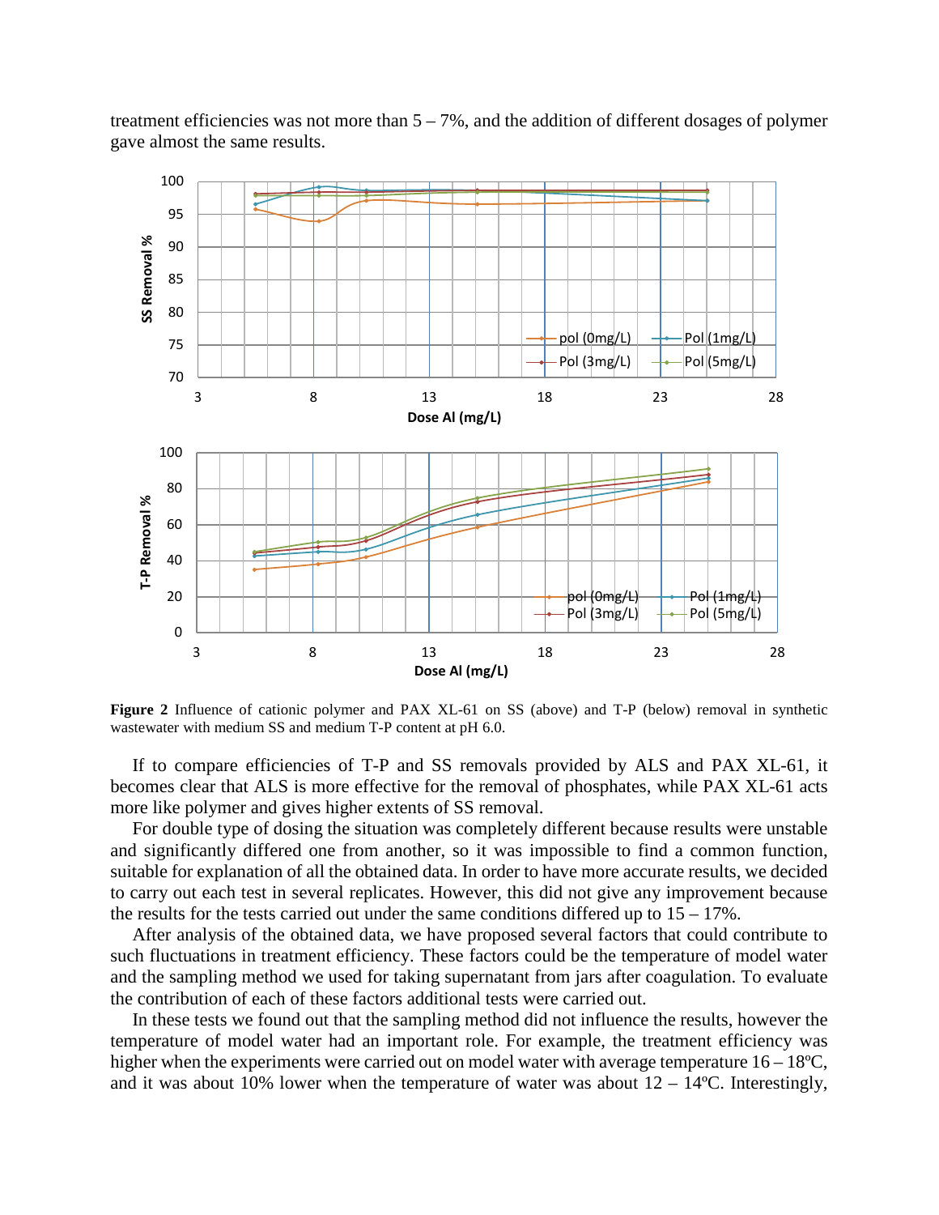treatment efficiencies was not more than 5 – 7%, and the addition of different dosages of polymer gave almost the same results.

**Figure 2** Influence of cationic polymer and PAX XL-61 on SS (above) and T-P (below) removal in synthetic wastewater with medium SS and medium T-P content at pH 6.0.

If to compare efficiencies of T-P and SS removals provided by ALS and PAX XL-61, it becomes clear that ALS is more effective for the removal of phosphates, while PAX XL-61 acts more like polymer and gives higher extents of SS removal.

For double type of dosing the situation was completely different because results were unstable and significantly differed one from another, so it was impossible to find a common function, suitable for explanation of all the obtained data. In order to have more accurate results, we decided to carry out each test in several replicates. However, this did not give any improvement because the results for the tests carried out under the same conditions differed up to 15 – 17%.

After analysis of the obtained data, we have proposed several factors that could contribute to such fluctuations in treatment efficiency. These factors could be the temperature of model water and the sampling method we used for taking supernatant from jars after coagulation. To evaluate the contribution of each of these factors additional tests were carried out.

In these tests we found out that the sampling method did not influence the results, however the temperature of model water had an important role. For example, the treatment efficiency was higher when the experiments were carried out on model water with average temperature 16 – 18ºC, and it was about 10% lower when the temperature of water was about 12 – 14ºC. Interestingly,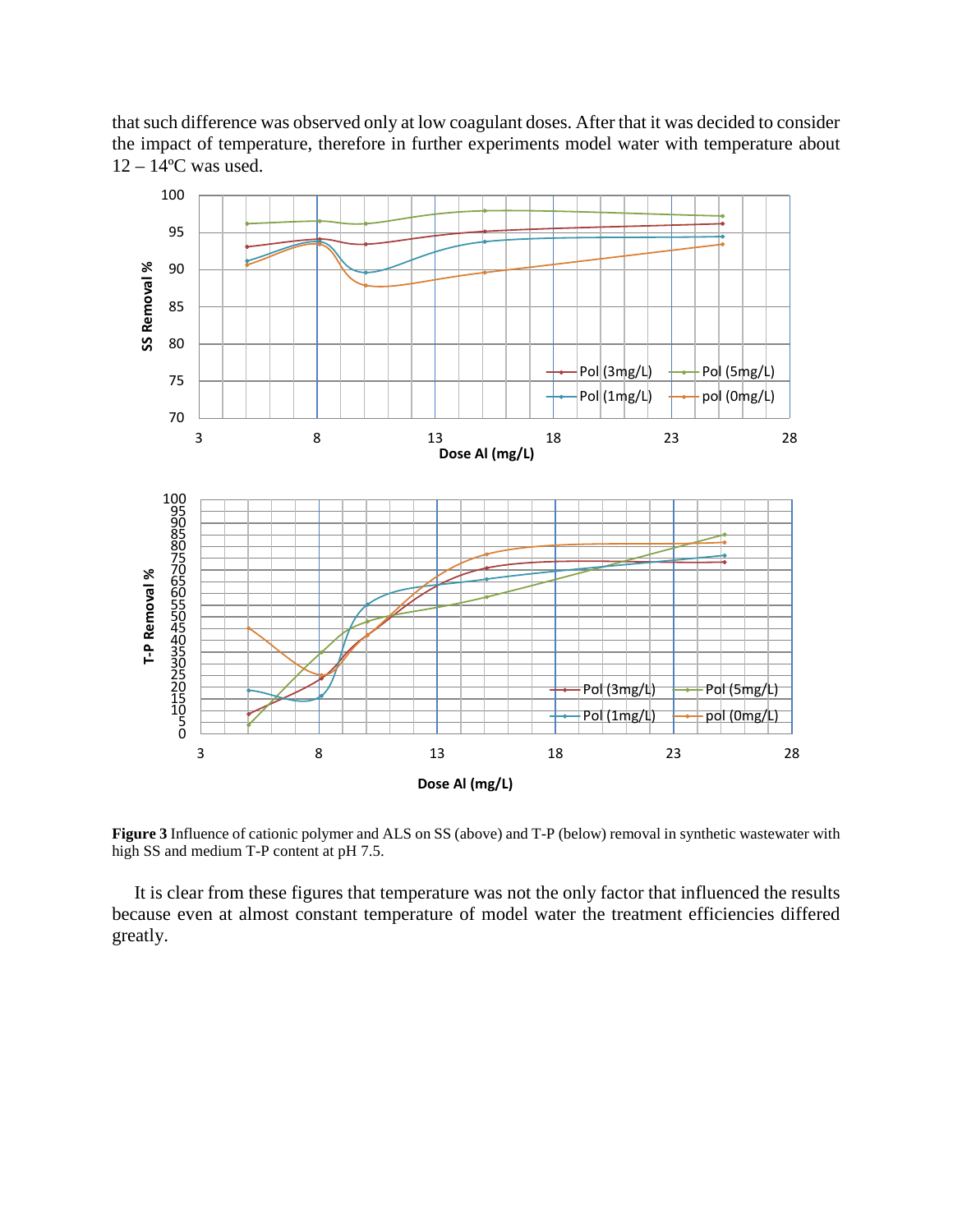that such difference was observed only at low coagulant doses. After that it was decided to consider the impact of temperature, therefore in further experiments model water with temperature about 12 – 14ºC was used.

**Figure 3** Influence of cationic polymer and ALS on SS (above) and T-P (below) removal in synthetic wastewater with high SS and medium T-P content at pH 7.5.

It is clear from these figures that temperature was not the only factor that influenced the results because even at almost constant temperature of model water the treatment efficiencies differed greatly.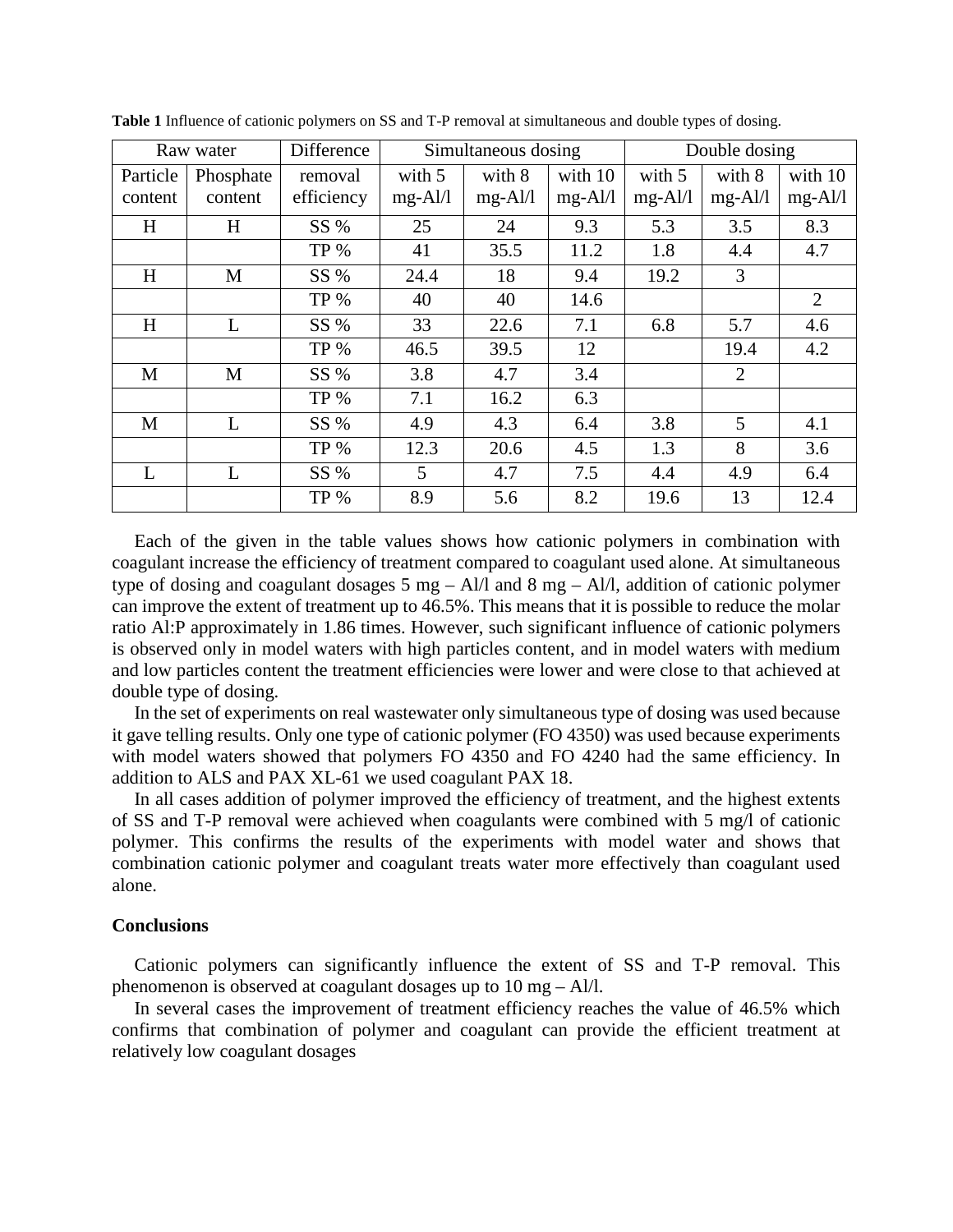**Table 1** Influence of cationic polymers on SS and T-P removal at simultaneous and double types of dosing.

| Raw water | | Difference | Simultaneous dosing | | | Double dosing | | |
|---|---|---|---|---|---|---|---|---|
| Particle content | Phosphate content | removal efficiency | with 5 mg-Al/l | with 8 mg-Al/l | with 10 mg-Al/l | with 5 mg-Al/l | with 8 mg-Al/l | with 10 mg-Al/l |
| H | H | SS % | 25 | 24 | 9.3 | 5.3 | 3.5 | 8.3 |
| | | TP % | 41 | 35.5 | 11.2 | 1.8 | 4.4 | 4.7 |
| H | M | SS % | 24.4 | 18 | 9.4 | 19.2 | 3 | |
| | | TP % | 40 | 40 | 14.6 | | | 2 |
| H | L | SS % | 33 | 22.6 | 7.1 | 6.8 | 5.7 | 4.6 |
| | | TP % | 46.5 | 39.5 | 12 | | 19.4 | 4.2 |
| M | M | SS % | 3.8 | 4.7 | 3.4 | | 2 | |
| | | TP % | 7.1 | 16.2 | 6.3 | | | |
| M | L | SS % | 4.9 | 4.3 | 6.4 | 3.8 | 5 | 4.1 |
| | | TP % | 12.3 | 20.6 | 4.5 | 1.3 | 8 | 3.6 |
| L | L | SS % | 5 | 4.7 | 7.5 | 4.4 | 4.9 | 6.4 |
| | | TP % | 8.9 | 5.6 | 8.2 | 19.6 | 13 | 12.4 |

Each of the given in the table values shows how cationic polymers in combination with coagulant increase the efficiency of treatment compared to coagulant used alone. At simultaneous type of dosing and coagulant dosages 5 mg – Al/l and 8 mg – Al/l, addition of cationic polymer can improve the extent of treatment up to 46.5%. This means that it is possible to reduce the molar ratio Al:P approximately in 1.86 times. However, such significant influence of cationic polymers is observed only in model waters with high particles content, and in model waters with medium and low particles content the treatment efficiencies were lower and were close to that achieved at double type of dosing.

In the set of experiments on real wastewater only simultaneous type of dosing was used because it gave telling results. Only one type of cationic polymer (FO 4350) was used because experiments with model waters showed that polymers FO 4350 and FO 4240 had the same efficiency. In addition to ALS and PAX XL-61 we used coagulant PAX 18.

In all cases addition of polymer improved the efficiency of treatment, and the highest extents of SS and T-P removal were achieved when coagulants were combined with 5 mg/l of cationic polymer. This confirms the results of the experiments with model water and shows that combination cationic polymer and coagulant treats water more effectively than coagulant used alone.

## Conclusions

Cationic polymers can significantly influence the extent of SS and T-P removal. This phenomenon is observed at coagulant dosages up to 10 mg – Al/l.

In several cases the improvement of treatment efficiency reaches the value of 46.5% which confirms that combination of polymer and coagulant can provide the efficient treatment at relatively low coagulant dosages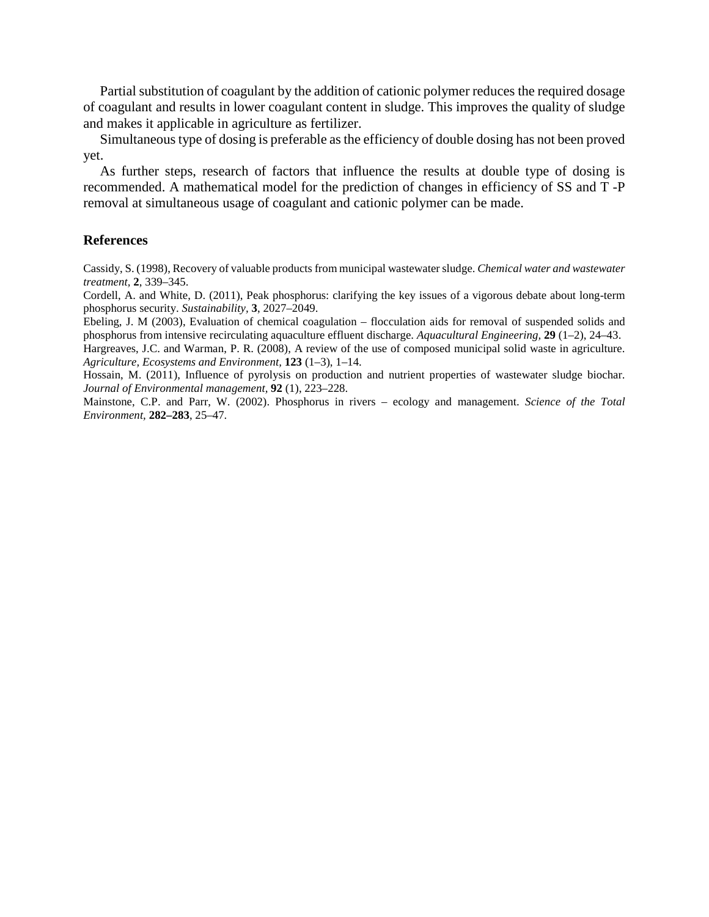Partial substitution of coagulant by the addition of cationic polymer reduces the required dosage of coagulant and results in lower coagulant content in sludge. This improves the quality of sludge and makes it applicable in agriculture as fertilizer.

Simultaneous type of dosing is preferable as the efficiency of double dosing has not been proved yet.

As further steps, research of factors that influence the results at double type of dosing is recommended. A mathematical model for the prediction of changes in efficiency of SS and T -P removal at simultaneous usage of coagulant and cationic polymer can be made.

## References

Cassidy, S. (1998), Recovery of valuable products from municipal wastewater sludge. *Chemical water and wastewater treatment,* **2**, 339–345.

Cordell, A. and White, D. (2011), Peak phosphorus: clarifying the key issues of a vigorous debate about long-term phosphorus security. *Sustainability,* **3**, 2027–2049.

Ebeling, J. M (2003), Evaluation of chemical coagulation – flocculation aids for removal of suspended solids and phosphorus from intensive recirculating aquaculture effluent discharge. *Aquacultural Engineering,* **29** (1–2), 24–43.

Hargreaves, J.C. and Warman, P. R. (2008), A review of the use of composed municipal solid waste in agriculture. *Agriculture, Ecosystems and Environment,* **123** (1–3), 1–14.

Hossain, M. (2011), Influence of pyrolysis on production and nutrient properties of wastewater sludge biochar. *Journal of Environmental management,* **92** (1), 223–228.

Mainstone, C.P. and Parr, W. (2002). Phosphorus in rivers – ecology and management. *Science of the Total Environment,* **282–283**, 25–47.